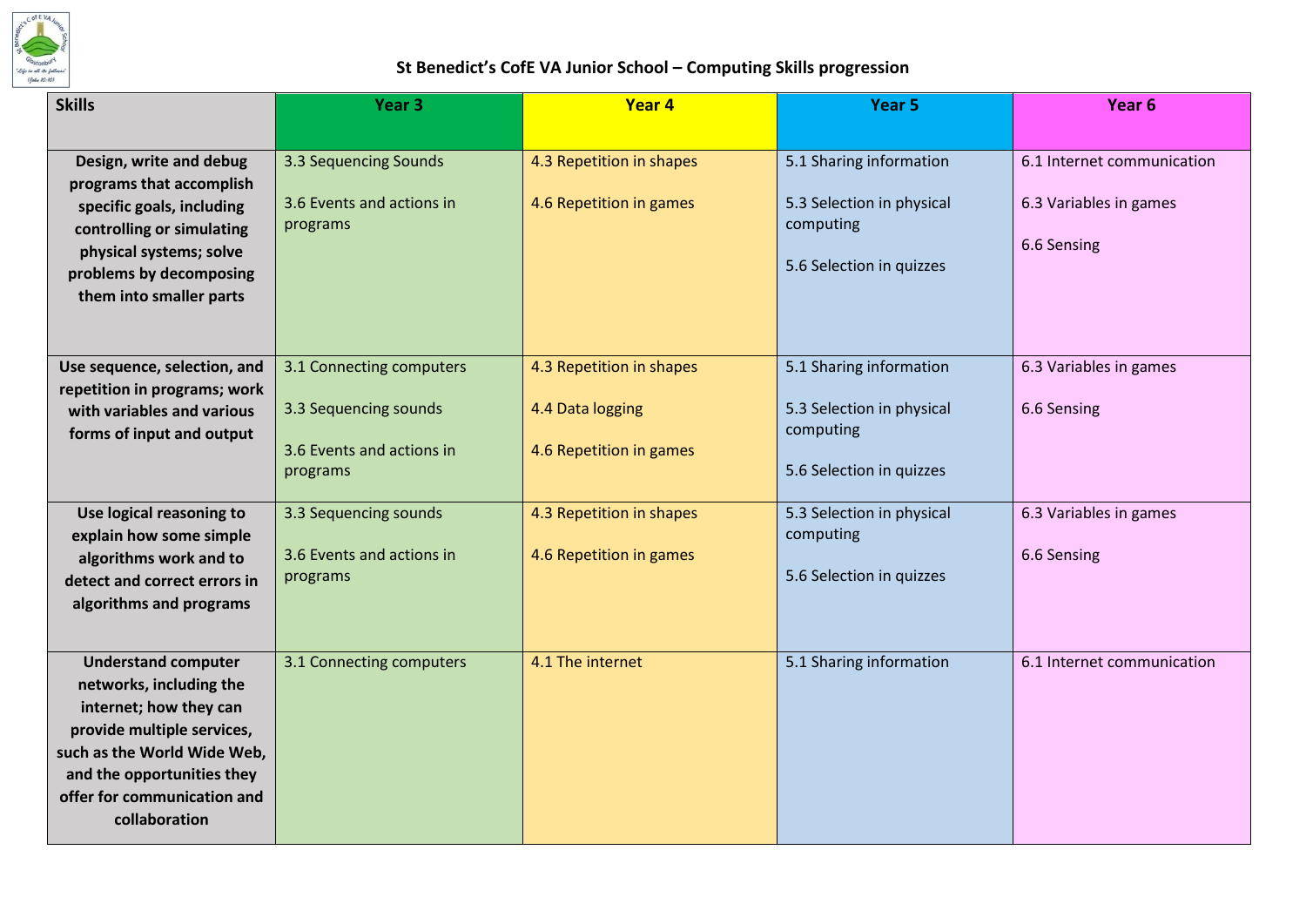# St Benedict's CofE VA Junior School – Computing Skills progression

| Skills | Year 3 | Year 4 | Year 5 | Year 6 |
|---|---|---|---|---|
| **Design, write and debug programs that accomplish specific goals, including controlling or simulating physical systems; solve problems by decomposing them into smaller parts** | 3.3 Sequencing Sounds<br><br>3.6 Events and actions in programs | 4.3 Repetition in shapes<br><br>4.6 Repetition in games | 5.1 Sharing information<br><br>5.3 Selection in physical computing<br><br>5.6 Selection in quizzes | 6.1 Internet communication<br><br>6.3 Variables in games<br><br>6.6 Sensing |
| **Use sequence, selection, and repetition in programs; work with variables and various forms of input and output** | 3.1 Connecting computers<br><br>3.3 Sequencing sounds<br><br>3.6 Events and actions in programs | 4.3 Repetition in shapes<br><br>4.4 Data logging<br><br>4.6 Repetition in games | 5.1 Sharing information<br><br>5.3 Selection in physical computing<br><br>5.6 Selection in quizzes | 6.3 Variables in games<br><br>6.6 Sensing |
| **Use logical reasoning to explain how some simple algorithms work and to detect and correct errors in algorithms and programs** | 3.3 Sequencing sounds<br><br>3.6 Events and actions in programs | 4.3 Repetition in shapes<br><br>4.6 Repetition in games | 5.3 Selection in physical computing<br><br>5.6 Selection in quizzes | 6.3 Variables in games<br><br>6.6 Sensing |
| **Understand computer networks, including the internet; how they can provide multiple services, such as the World Wide Web, and the opportunities they offer for communication and collaboration** | 3.1 Connecting computers | 4.1 The internet | 5.1 Sharing information | 6.1 Internet communication |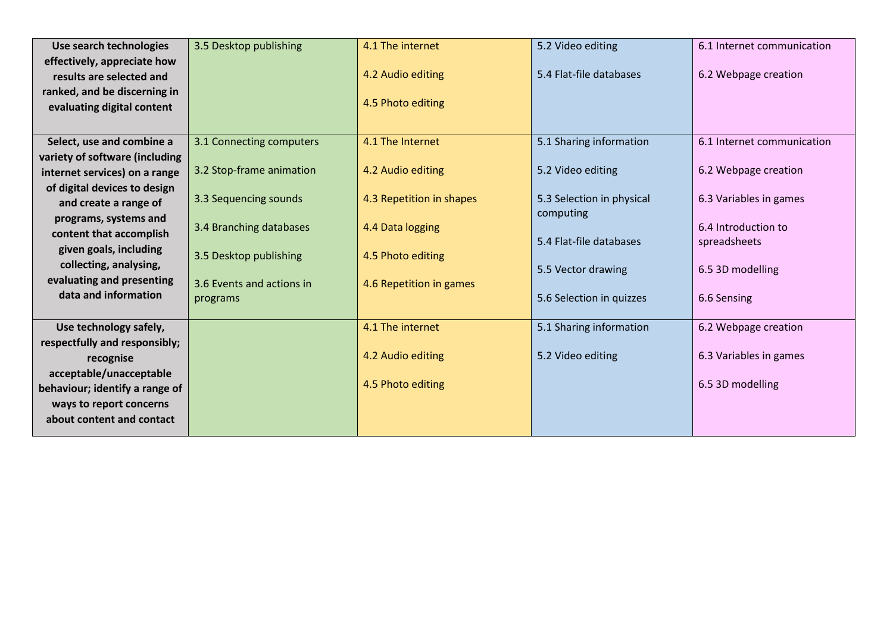| | | | | |
|---|---|---|---|---|
| **Use search technologies effectively, appreciate how results are selected and ranked, and be discerning in evaluating digital content** | 3.5 Desktop publishing | 4.1 The internet<br><br>4.2 Audio editing<br><br>4.5 Photo editing | 5.2 Video editing<br><br>5.4 Flat-file databases | 6.1 Internet communication<br><br>6.2 Webpage creation |
| **Select, use and combine a variety of software (including internet services) on a range of digital devices to design and create a range of programs, systems and content that accomplish given goals, including collecting, analysing, evaluating and presenting data and information** | 3.1 Connecting computers<br><br>3.2 Stop-frame animation<br><br>3.3 Sequencing sounds<br><br>3.4 Branching databases<br><br>3.5 Desktop publishing<br><br>3.6 Events and actions in programs | 4.1 The Internet<br><br>4.2 Audio editing<br><br>4.3 Repetition in shapes<br><br>4.4 Data logging<br><br>4.5 Photo editing<br><br>4.6 Repetition in games | 5.1 Sharing information<br><br>5.2 Video editing<br><br>5.3 Selection in physical computing<br><br>5.4 Flat-file databases<br><br>5.5 Vector drawing<br><br>5.6 Selection in quizzes | 6.1 Internet communication<br><br>6.2 Webpage creation<br><br>6.3 Variables in games<br><br>6.4 Introduction to spreadsheets<br><br>6.5 3D modelling<br><br>6.6 Sensing |
| **Use technology safely, respectfully and responsibly; recognise acceptable/unacceptable behaviour; identify a range of ways to report concerns about content and contact** | | 4.1 The internet<br><br>4.2 Audio editing<br><br>4.5 Photo editing | 5.1 Sharing information<br><br>5.2 Video editing | 6.2 Webpage creation<br><br>6.3 Variables in games<br><br>6.5 3D modelling |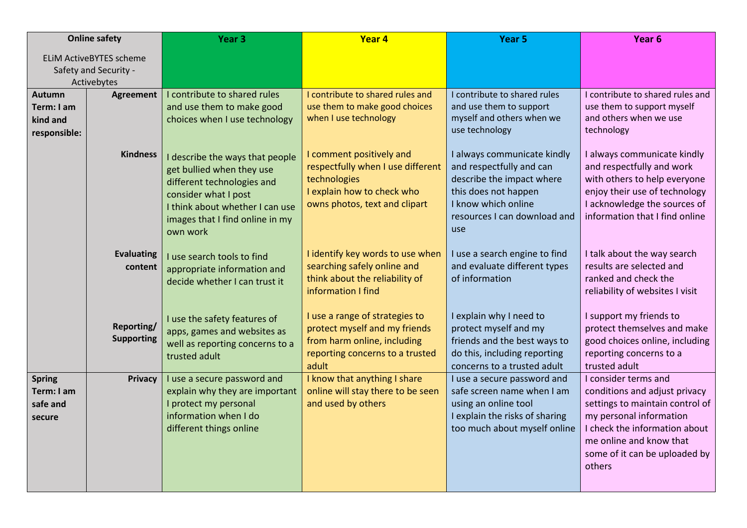| Online safety<br><br>ELiM ActiveBYTES scheme Safety and Security - Activebytes | | Year 3 | Year 4 | Year 5 | Year 6 |
|---|---|---|---|---|---|
| **Autumn Term: I am kind and responsible:** | **Agreement** | I contribute to shared rules and use them to make good choices when I use technology | I contribute to shared rules and use them to make good choices when I use technology | I contribute to shared rules and use them to support myself and others when we use technology | I contribute to shared rules and use them to support myself and others when we use technology |
| | **Kindness** | I describe the ways that people get bullied when they use different technologies and consider what I post<br>I think about whether I can use images that I find online in my own work | I comment positively and respectfully when I use different technologies<br>I explain how to check who owns photos, text and clipart | I always communicate kindly and respectfully and can describe the impact where this does not happen<br>I know which online resources I can download and use | I always communicate kindly and respectfully and work with others to help everyone enjoy their use of technology<br>I acknowledge the sources of information that I find online |
| | **Evaluating content** | I use search tools to find appropriate information and decide whether I can trust it | I identify key words to use when searching safely online and think about the reliability of information I find | I use a search engine to find and evaluate different types of information | I talk about the way search results are selected and ranked and check the reliability of websites I visit |
| | **Reporting/ Supporting** | I use the safety features of apps, games and websites as well as reporting concerns to a trusted adult | I use a range of strategies to protect myself and my friends from harm online, including reporting concerns to a trusted adult | I explain why I need to protect myself and my friends and the best ways to do this, including reporting concerns to a trusted adult | I support my friends to protect themselves and make good choices online, including reporting concerns to a trusted adult |
| **Spring Term: I am safe and secure** | **Privacy** | I use a secure password and explain why they are important<br>I protect my personal information when I do different things online | I know that anything I share online will stay there to be seen and used by others | I use a secure password and safe screen name when I am using an online tool<br>I explain the risks of sharing too much about myself online | I consider terms and conditions and adjust privacy settings to maintain control of my personal information<br>I check the information about me online and know that some of it can be uploaded by others |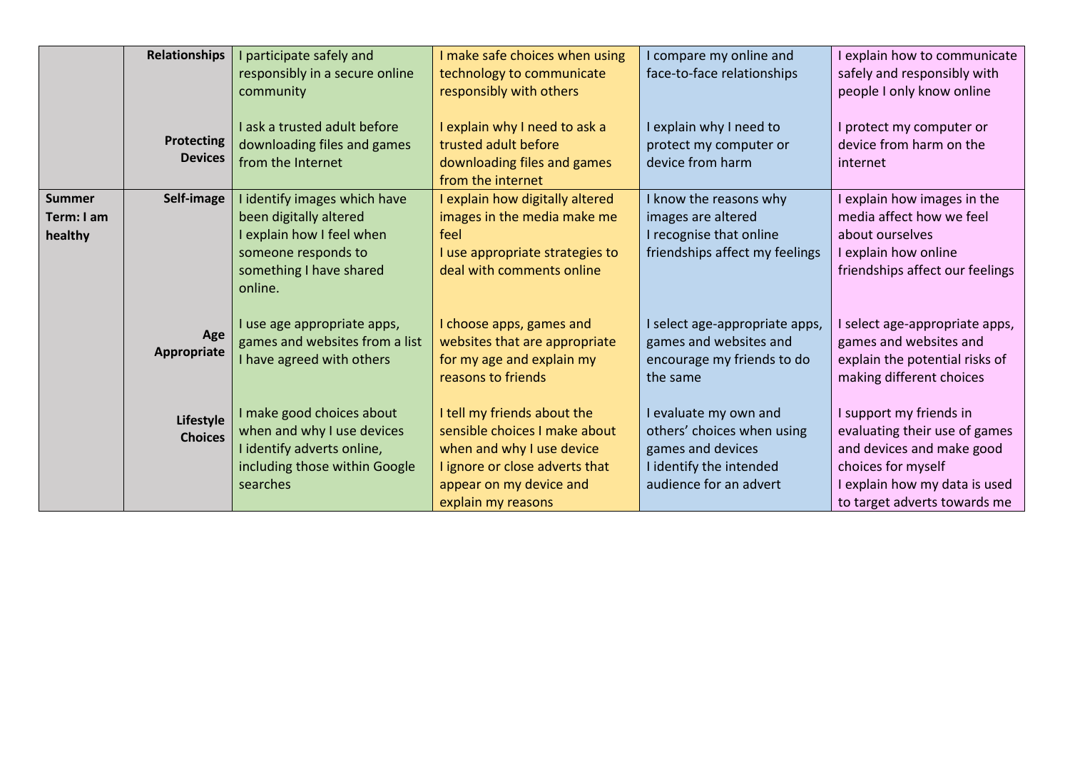| | | | | | |
|---|---|---|---|---|---|
| | **Relationships** | I participate safely and responsibly in a secure online community | I make safe choices when using technology to communicate responsibly with others | I compare my online and face-to-face relationships | I explain how to communicate safely and responsibly with people I only know online |
| | **Protecting Devices** | I ask a trusted adult before downloading files and games from the Internet | I explain why I need to ask a trusted adult before downloading files and games from the internet | I explain why I need to protect my computer or device from harm | I protect my computer or device from harm on the internet |
| **Summer Term: I am healthy** | **Self-image** | I identify images which have been digitally altered<br>I explain how I feel when someone responds to something I have shared online. | I explain how digitally altered images in the media make me feel<br>I use appropriate strategies to deal with comments online | I know the reasons why images are altered<br>I recognise that online friendships affect my feelings | I explain how images in the media affect how we feel about ourselves<br>I explain how online friendships affect our feelings |
| | **Age Appropriate** | I use age appropriate apps, games and websites from a list I have agreed with others | I choose apps, games and websites that are appropriate for my age and explain my reasons to friends | I select age-appropriate apps, games and websites and encourage my friends to do the same | I select age-appropriate apps, games and websites and explain the potential risks of making different choices |
| | **Lifestyle Choices** | I make good choices about when and why I use devices<br>I identify adverts online, including those within Google searches | I tell my friends about the sensible choices I make about when and why I use device<br>I ignore or close adverts that appear on my device and explain my reasons | I evaluate my own and others' choices when using games and devices<br>I identify the intended audience for an advert | I support my friends in evaluating their use of games and devices and make good choices for myself<br>I explain how my data is used to target adverts towards me |